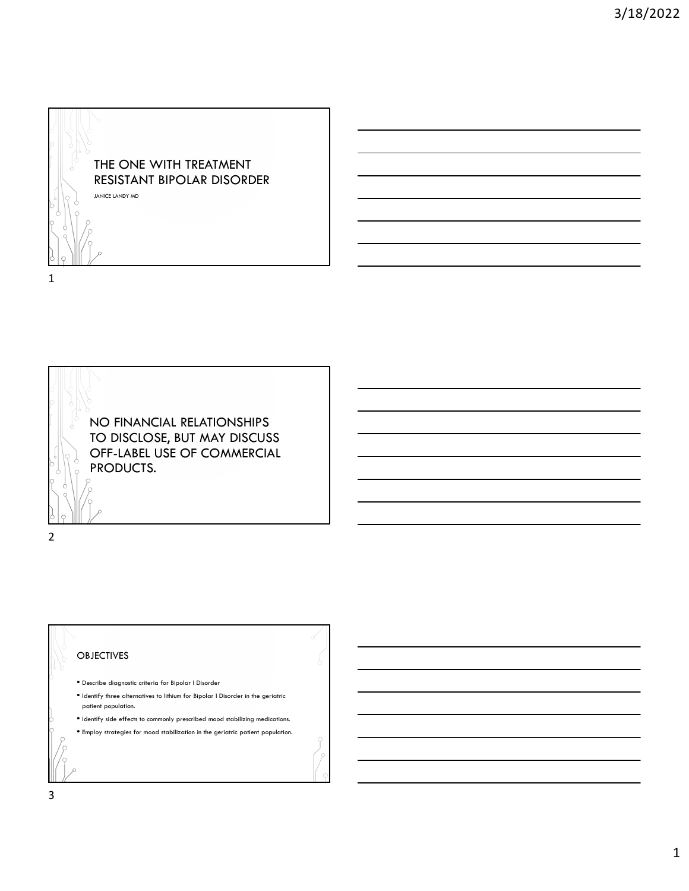# THE ONE WITH TREATMENT RESISTANT BIPOLAR DISORDER

JANICE LANDY MD

## NO FINANCIAL RELATIONSHIPS TO DISCLOSE, BUT MAY DISCUSS OFF-LABEL USE OF COMMERCIAL PRODUCTS.

## OBJECTIVES

- Describe diagnostic criteria for Bipolar I Disorder
- Identify three alternatives to lithium for Bipolar I Disorder in the geriatric patient population.
- Identify side effects to commonly prescribed mood stabilizing medications.
- Employ strategies for mood stabilization in the geriatric patient population.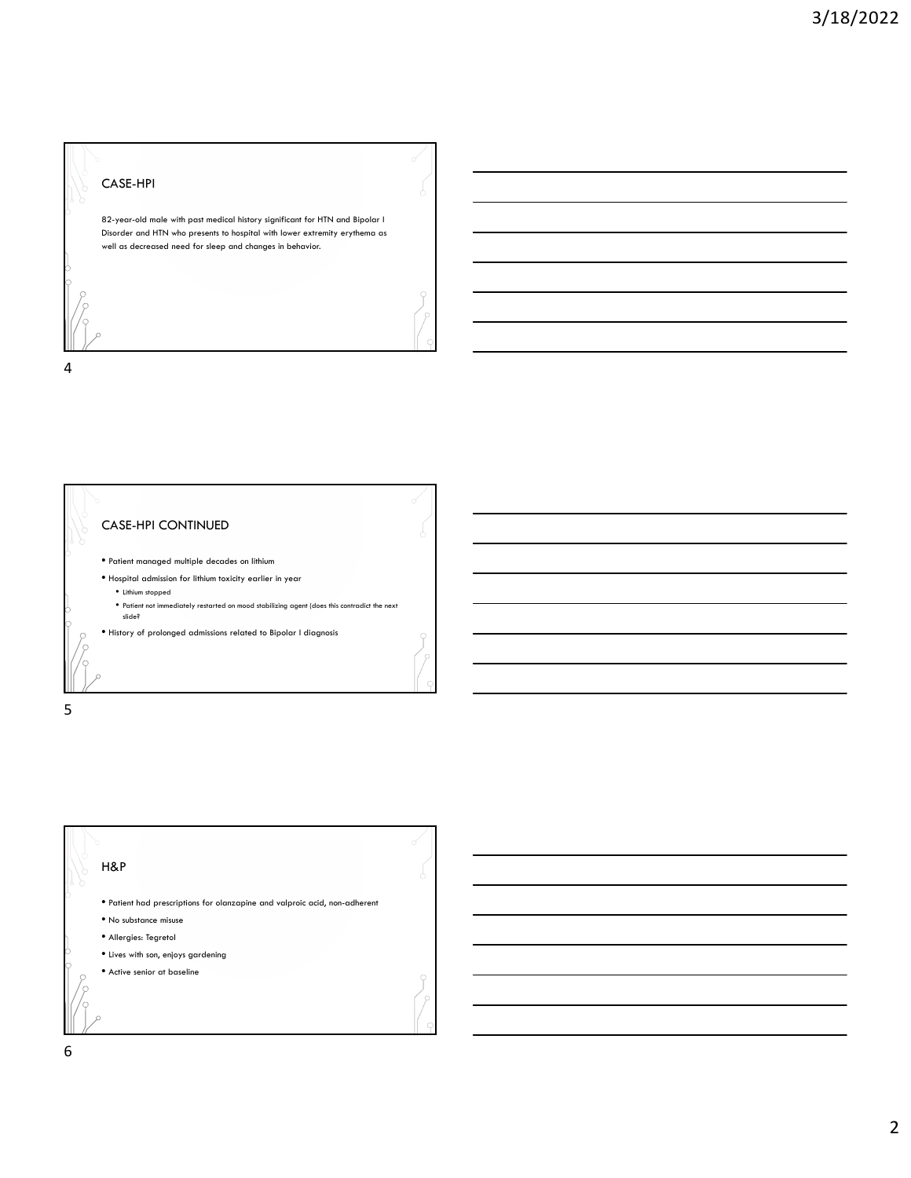## CASE-HPI

82-year-old male with past medical history significant for HTN and Bipolar I Disorder and HTN who presents to hospital with lower extremity erythema as well as decreased need for sleep and changes in behavior.

## CASE-HPI CONTINUED

- Patient managed multiple decades on lithium
- Hospital admission for lithium toxicity earlier in year
  - Lithium stopped
  - Patient not immediately restarted on mood stabilizing agent (does this contradict the next slide?
- History of prolonged admissions related to Bipolar I diagnosis

## H&P

- Patient had prescriptions for olanzapine and valproic acid, non-adherent
- No substance misuse
- Allergies: Tegretol
- Lives with son, enjoys gardening
- Active senior at baseline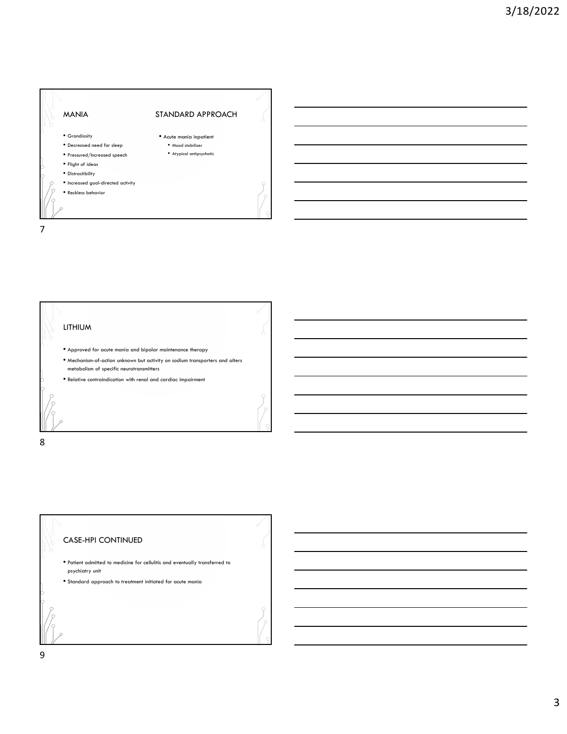## MANIA

- Grandiosity
- Decreased need for sleep
- Pressured/Increased speech
- Flight of ideas
- Distractibility
- Increased goal-directed activity
- Reckless behavior

## STANDARD APPROACH

- Acute mania inpatient
  - Mood stabilizer
  - Atypical antipsychotic

## LITHIUM

- Approved for acute mania and bipolar maintenance therapy
- Mechanism-of-action unknown but activity on sodium transporters and alters metabolism of specific neurotransmitters
- Relative contraindication with renal and cardiac impairment

## CASE-HPI CONTINUED

- Patient admitted to medicine for cellulitis and eventually transferred to psychiatry unit
- Standard approach to treatment initiated for acute mania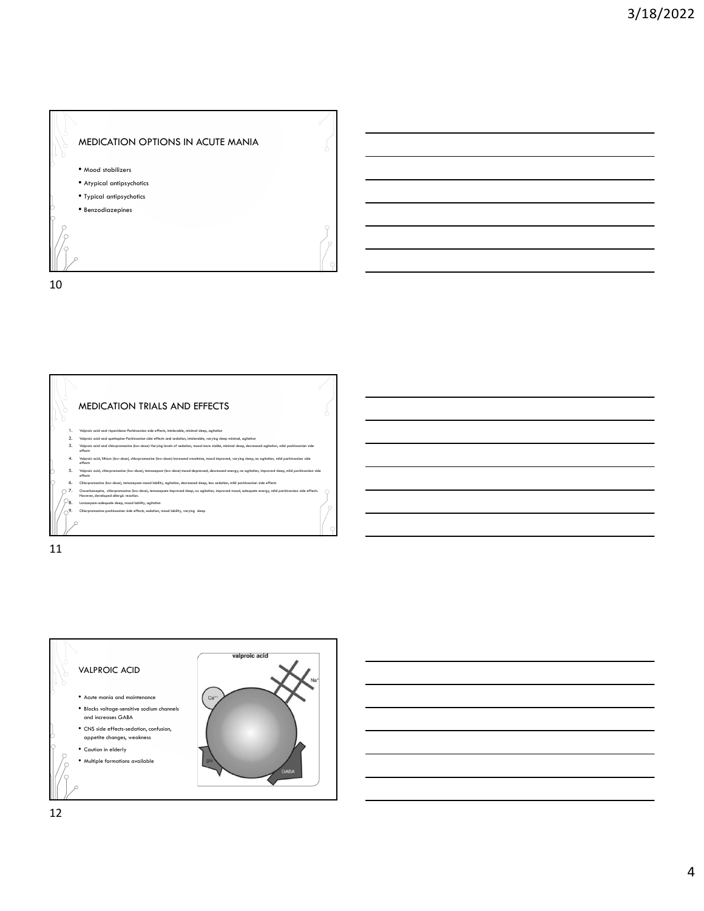## MEDICATION OPTIONS IN ACUTE MANIA

- Mood stabilizers
- Atypical antipsychotics
- Typical antipsychotics
- Benzodiazepines

## MEDICATION TRIALS AND EFFECTS

1. Valproic acid and risperidone-Parkinsonian side effects, intolerable, minimal sleep, agitation
2. Valproic acid and quetiapine-Parkinsonian side effects and sedation, intolerable, varying sleep minimal, agitation
3. Valproic acid and chlorpromazine (low-dose)-Varying levels of sedation, mood more stable, minimal sleep, decreased agitation, mild parkinsonian side effects
4. Valproic acid, lithium (low-dose), chlorpromazine (low-dose)-increased creatinine, mood improved, varying sleep, no agitation, mild parkinsonian side effects
5. Valproic acid, chlorpromazine (low-dose), temazepam (low-dose)-mood depressed, decreased energy, no agitation, improved sleep, mild parkinsonian side effects
6. Chlorpromazine (low-dose), temazepam-mood lability, agitation, decreased sleep, less sedation, mild parkinsonian side effects
7. Oxcarbazepine, chlorpromazine (low-dose), temazepam-improved sleep, no agitation, improved mood, adequate energy, mild parkinsonian side effects. However, developed allergic reaction.
8. Lorazepam-adequate sleep, mood lability, agitation
9. Chlorpromazine-parkinsonian side effects, sedation, mood lability, varying sleep

## VALPROIC ACID

- Acute mania and maintenance
- Blocks voltage-sensitive sodium channels and increases GABA
- CNS side effects-sedation, confusion, appetite changes, weakness
- Caution in elderly
- Multiple formations available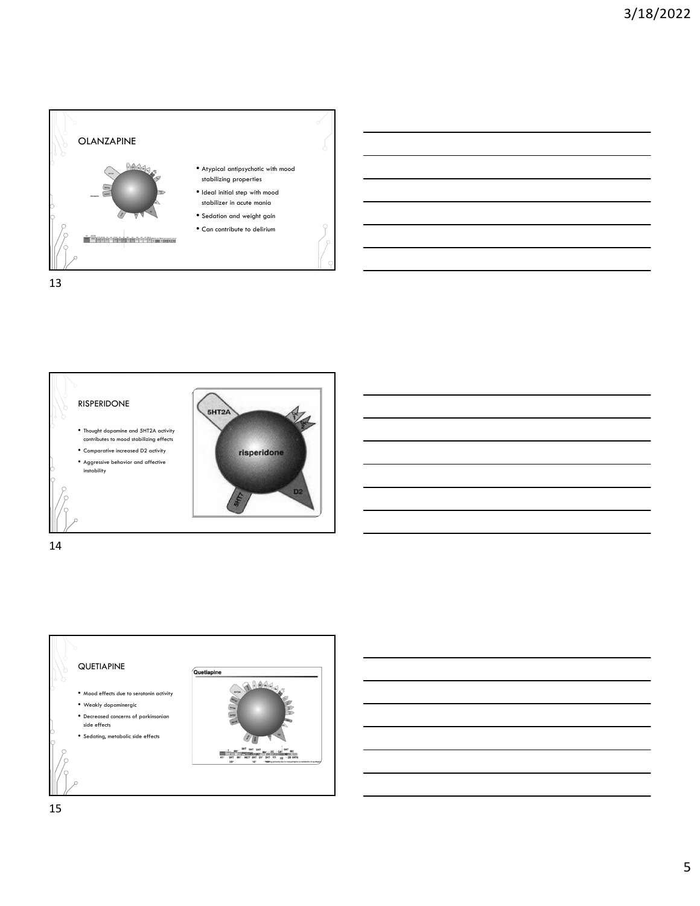## OLANZAPINE

- Atypical antipsychotic with mood stabilizing properties
- Ideal initial step with mood stabilizer in acute mania
- Sedation and weight gain
- Can contribute to delirium

## RISPERIDONE

- Thought dopamine and 5HT2A activity contributes to mood stabilizing effects
- Comparative increased D2 activity
- Aggressive behavior and affective instability

## QUETIAPINE

- Mood effects due to serotonin activity
- Weakly dopaminergic
- Decreased concerns of parkinsonian side effects
- Sedating, metabolic side effects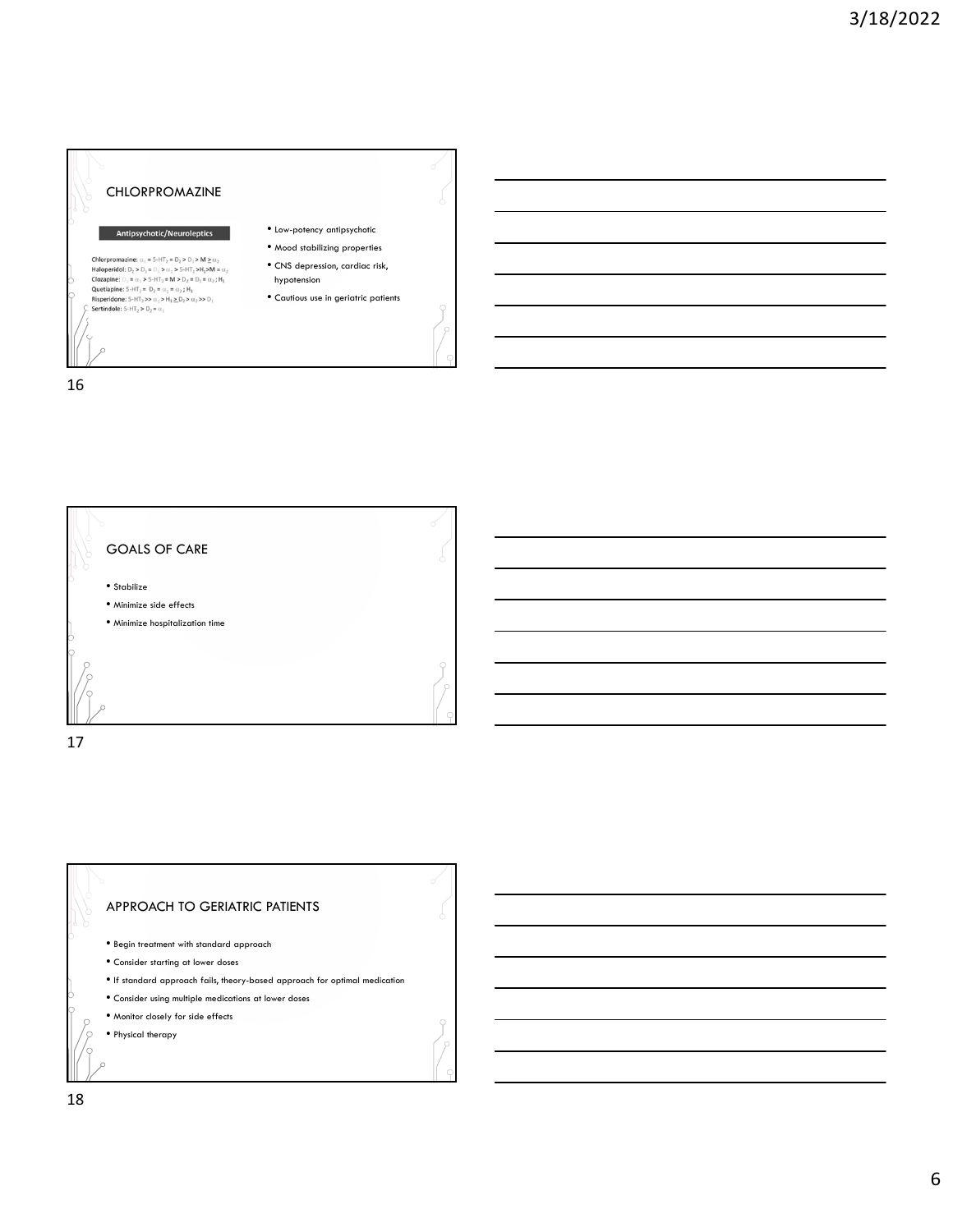## CHLORPROMAZINE

**Antipsychotic/Neuroleptics**

Chlorpromazine: $\alpha_1 = 5\text{-}HT_2 = D_2 > D_1 > M \geq \alpha_2$
Haloperidol: $D_2 > D_1 = D_4 > \alpha_1 > 5\text{-}HT_2 > H_1 > M = \alpha_2$
Clozapine: $D_4 = \alpha_1 > 5\text{-}HT_2 = M > D_2 = D_1 = \alpha_2; H_1$
Quetiapine: $5\text{-}HT_2 = D_2 = \alpha_1 = \alpha_2; H_1$
Risperidone: $5\text{-}HT_2 >> \alpha_1 > H_1 \geq D_2 > \alpha_2 >> D_1$
Sertindole: $5\text{-}HT_2 > D_2 = \alpha_1$

- Low-potency antipsychotic
- Mood stabilizing properties
- CNS depression, cardiac risk, hypotension
- Cautious use in geriatric patients

## GOALS OF CARE

- Stabilize
- Minimize side effects
- Minimize hospitalization time

## APPROACH TO GERIATRIC PATIENTS

- Begin treatment with standard approach
- Consider starting at lower doses
- If standard approach fails, theory-based approach for optimal medication
- Consider using multiple medications at lower doses
- Monitor closely for side effects
- Physical therapy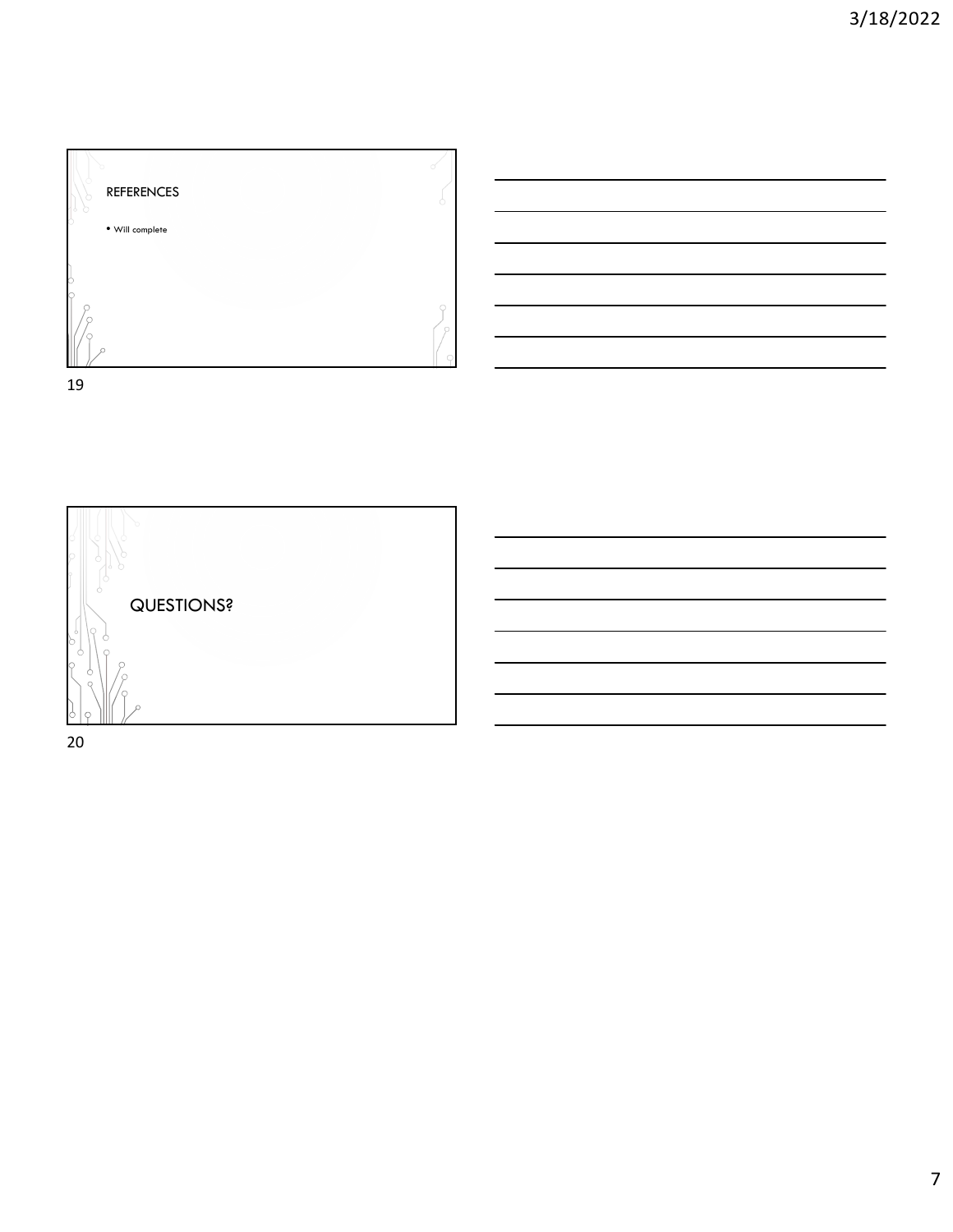## REFERENCES

- Will complete

## QUESTIONS?